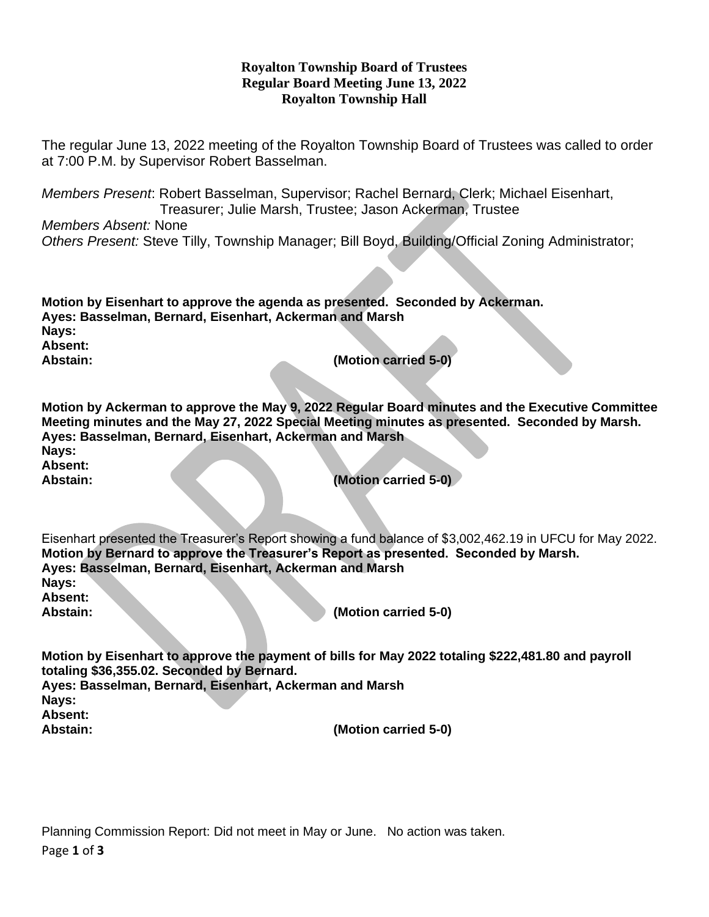**Royalton Township Board of Trustees**
**Regular Board Meeting June 13, 2022**
**Royalton Township Hall**

The regular June 13, 2022 meeting of the Royalton Township Board of Trustees was called to order at 7:00 P.M. by Supervisor Robert Basselman.

*Members Present*: Robert Basselman, Supervisor; Rachel Bernard, Clerk; Michael Eisenhart, Treasurer; Julie Marsh, Trustee; Jason Ackerman, Trustee
*Members Absent:* None
*Others Present:* Steve Tilly, Township Manager; Bill Boyd, Building/Official Zoning Administrator;

**Motion by Eisenhart to approve the agenda as presented. Seconded by Ackerman.**
**Ayes: Basselman, Bernard, Eisenhart, Ackerman and Marsh**
**Nays:**
**Absent:**
**Abstain: (Motion carried 5-0)**

**Motion by Ackerman to approve the May 9, 2022 Regular Board minutes and the Executive Committee Meeting minutes and the May 27, 2022 Special Meeting minutes as presented. Seconded by Marsh.**
**Ayes: Basselman, Bernard, Eisenhart, Ackerman and Marsh**
**Nays:**
**Absent:**
**Abstain: (Motion carried 5-0)**

Eisenhart presented the Treasurer's Report showing a fund balance of $3,002,462.19 in UFCU for May 2022.
**Motion by Bernard to approve the Treasurer's Report as presented. Seconded by Marsh.**
**Ayes: Basselman, Bernard, Eisenhart, Ackerman and Marsh**
**Nays:**
**Absent:**
**Abstain: (Motion carried 5-0)**

**Motion by Eisenhart to approve the payment of bills for May 2022 totaling $222,481.80 and payroll totaling $36,355.02. Seconded by Bernard.**
**Ayes: Basselman, Bernard, Eisenhart, Ackerman and Marsh**
**Nays:**
**Absent:**
**Abstain: (Motion carried 5-0)**

Planning Commission Report: Did not meet in May or June. No action was taken.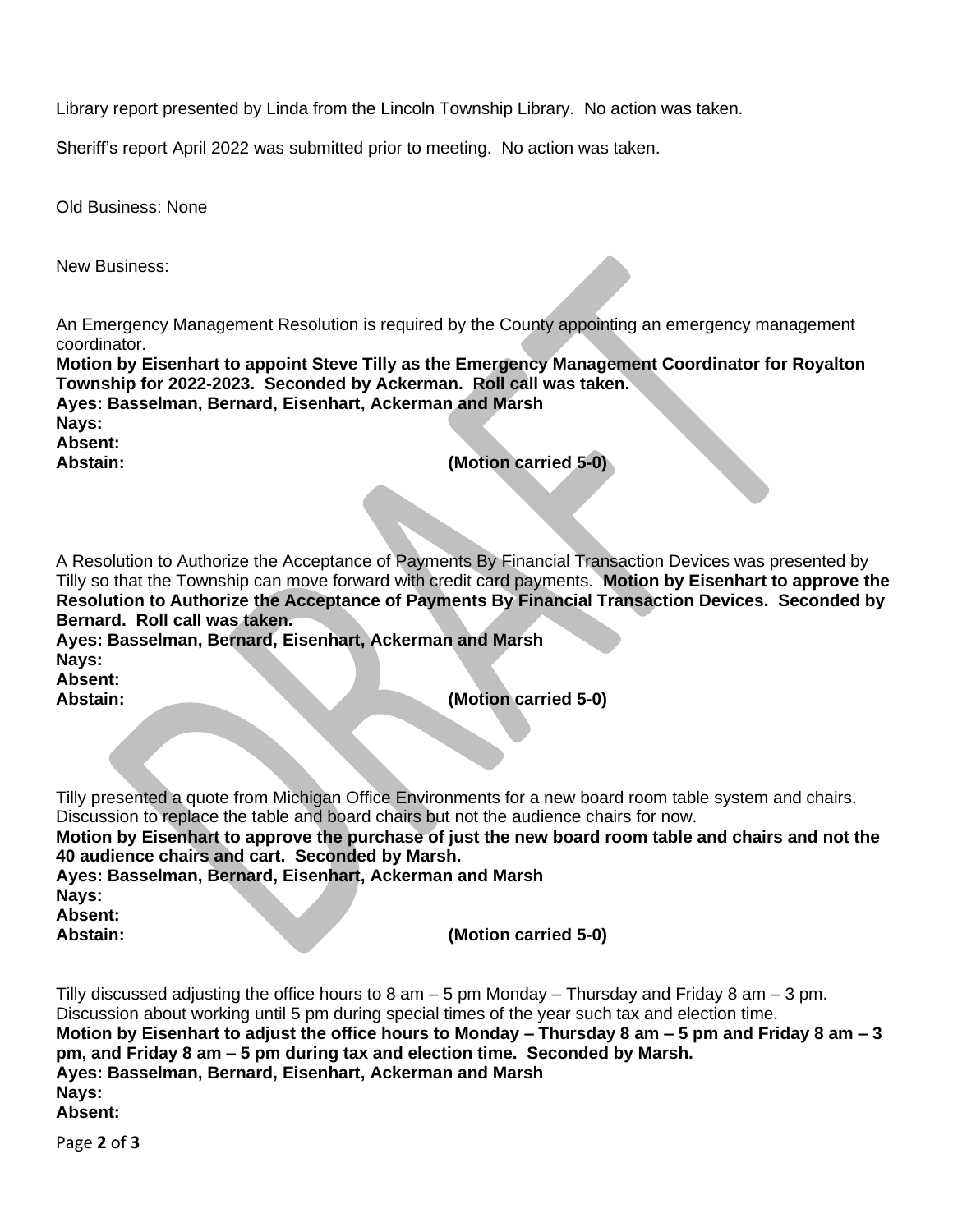Library report presented by Linda from the Lincoln Township Library. No action was taken.

Sheriff's report April 2022 was submitted prior to meeting. No action was taken.

Old Business: None

New Business:

An Emergency Management Resolution is required by the County appointing an emergency management coordinator.
**Motion by Eisenhart to appoint Steve Tilly as the Emergency Management Coordinator for Royalton Township for 2022-2023. Seconded by Ackerman. Roll call was taken.**
**Ayes: Basselman, Bernard, Eisenhart, Ackerman and Marsh**
**Nays:**
**Absent:**
**Abstain: (Motion carried 5-0)**

A Resolution to Authorize the Acceptance of Payments By Financial Transaction Devices was presented by Tilly so that the Township can move forward with credit card payments. **Motion by Eisenhart to approve the Resolution to Authorize the Acceptance of Payments By Financial Transaction Devices. Seconded by Bernard. Roll call was taken.**
**Ayes: Basselman, Bernard, Eisenhart, Ackerman and Marsh**
**Nays:**
**Absent:**
**Abstain: (Motion carried 5-0)**

Tilly presented a quote from Michigan Office Environments for a new board room table system and chairs. Discussion to replace the table and board chairs but not the audience chairs for now.
**Motion by Eisenhart to approve the purchase of just the new board room table and chairs and not the 40 audience chairs and cart. Seconded by Marsh.**
**Ayes: Basselman, Bernard, Eisenhart, Ackerman and Marsh**
**Nays:**
**Absent:**
**Abstain: (Motion carried 5-0)**

Tilly discussed adjusting the office hours to 8 am – 5 pm Monday – Thursday and Friday 8 am – 3 pm. Discussion about working until 5 pm during special times of the year such tax and election time.
**Motion by Eisenhart to adjust the office hours to Monday – Thursday 8 am – 5 pm and Friday 8 am – 3 pm, and Friday 8 am – 5 pm during tax and election time. Seconded by Marsh.**
**Ayes: Basselman, Bernard, Eisenhart, Ackerman and Marsh**
**Nays:**
**Absent:**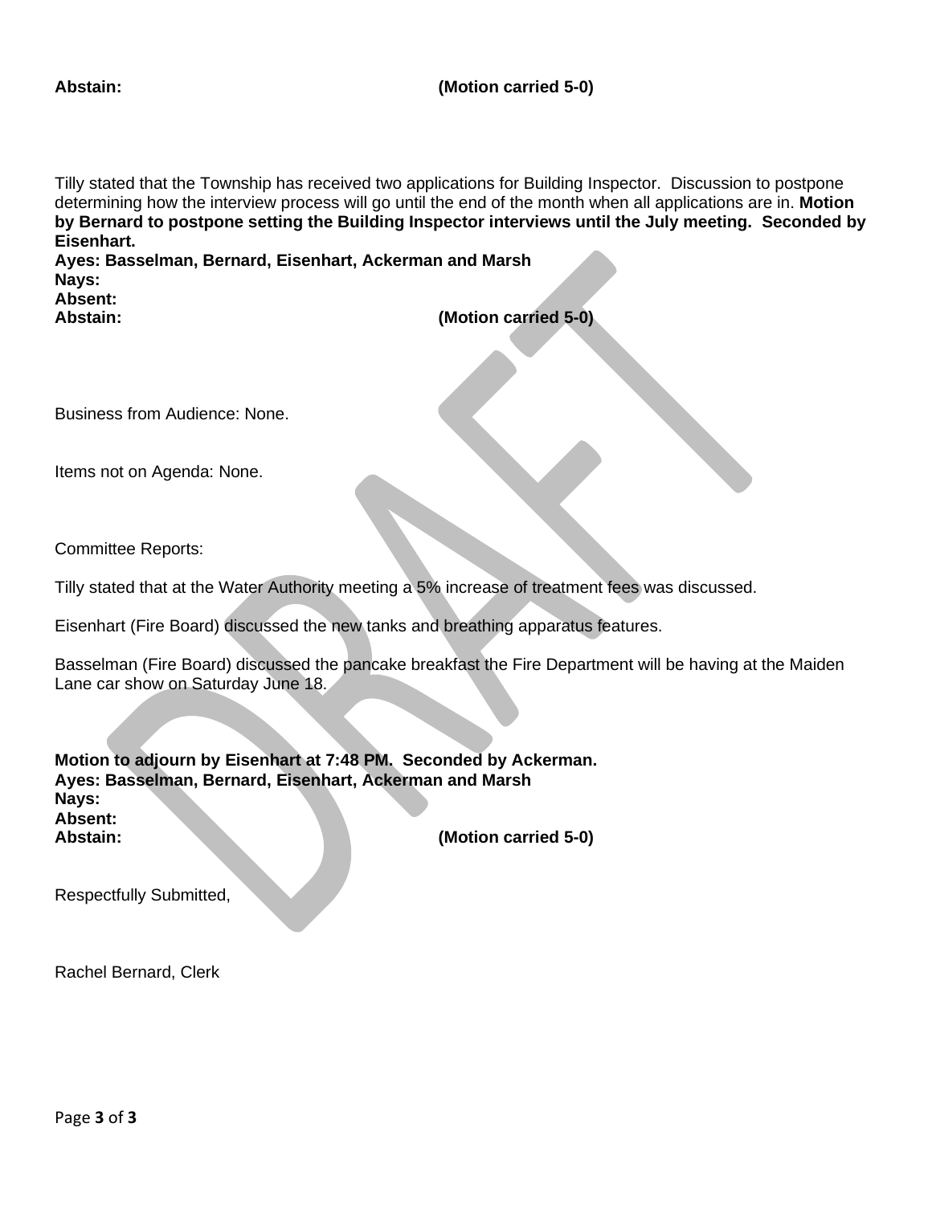**Abstain: (Motion carried 5-0)**

Tilly stated that the Township has received two applications for Building Inspector. Discussion to postpone determining how the interview process will go until the end of the month when all applications are in. **Motion by Bernard to postpone setting the Building Inspector interviews until the July meeting. Seconded by Eisenhart.**
**Ayes: Basselman, Bernard, Eisenhart, Ackerman and Marsh**
**Nays:**
**Absent:**
**Abstain: (Motion carried 5-0)**

Business from Audience: None.

Items not on Agenda: None.

Committee Reports:

Tilly stated that at the Water Authority meeting a 5% increase of treatment fees was discussed.

Eisenhart (Fire Board) discussed the new tanks and breathing apparatus features.

Basselman (Fire Board) discussed the pancake breakfast the Fire Department will be having at the Maiden Lane car show on Saturday June 18.

**Motion to adjourn by Eisenhart at 7:48 PM. Seconded by Ackerman.**
**Ayes: Basselman, Bernard, Eisenhart, Ackerman and Marsh**
**Nays:**
**Absent:**
**Abstain: (Motion carried 5-0)**

Respectfully Submitted,

Rachel Bernard, Clerk